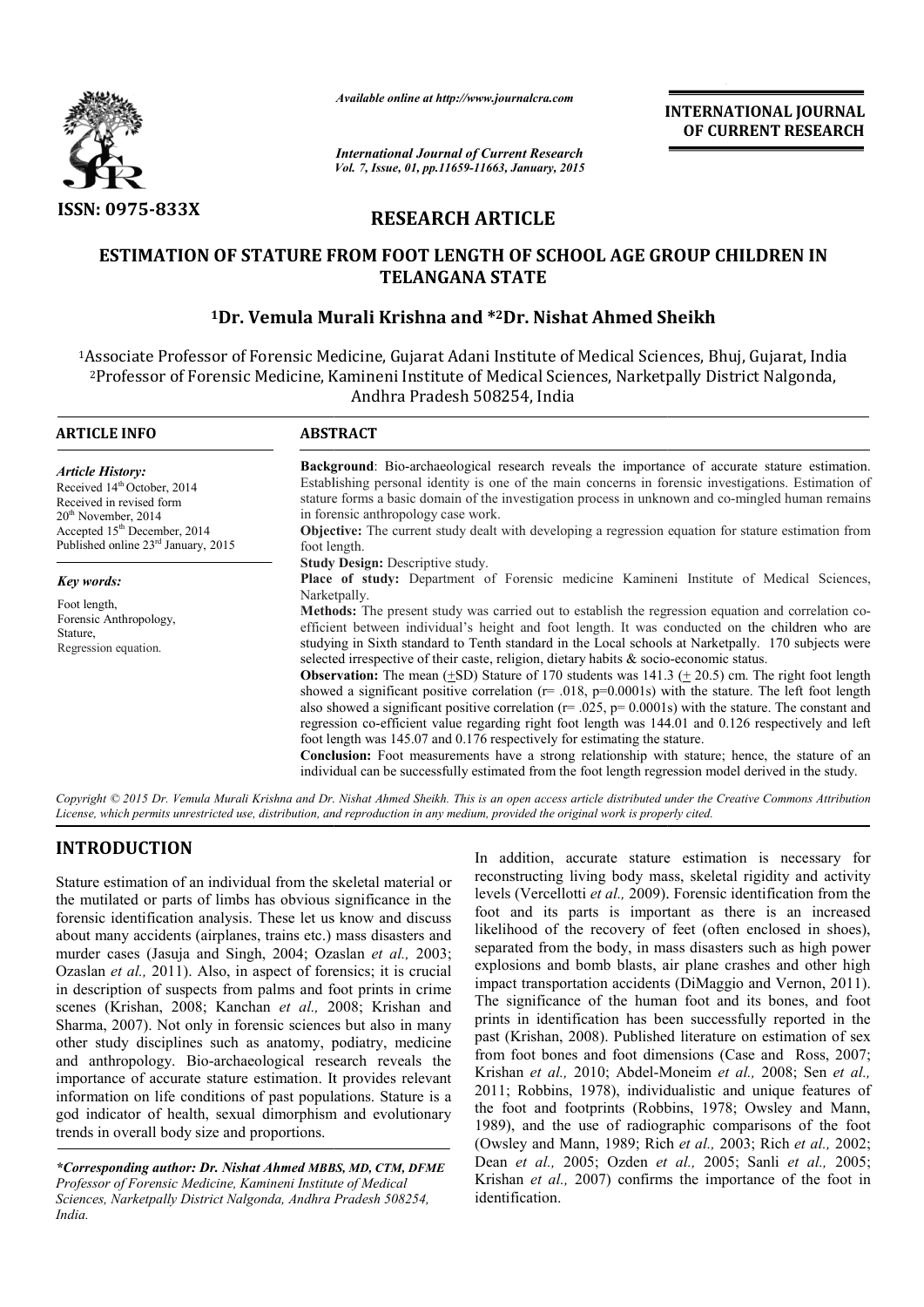ISSN: 0975-833X

*Available online at http://www.journalcra.com*

*International Journal of Current Research*
*Vol. 7, Issue, 01, pp.11659-11663, January, 2015*

**INTERNATIONAL JOURNAL OF CURRENT RESEARCH**

## RESEARCH ARTICLE

# ESTIMATION OF STATURE FROM FOOT LENGTH OF SCHOOL AGE GROUP CHILDREN IN TELANGANA STATE

**[1]Dr. Vemula Murali Krishna and *[2]Dr. Nishat Ahmed Sheikh**

[1]Associate Professor of Forensic Medicine, Gujarat Adani Institute of Medical Sciences, Bhuj, Gujarat, India
[2]Professor of Forensic Medicine, Kamineni Institute of Medical Sciences, Narketpally District Nalgonda, Andhra Pradesh 508254, India

**ARTICLE INFO**

*Article History:*
Received 14th October, 2014
Received in revised form
20th November, 2014
Accepted 15th December, 2014
Published online 23rd January, 2015

*Key words:*
Foot length,
Forensic Anthropology,
Stature,
Regression equation.

**ABSTRACT**

**Background**: Bio-archaeological research reveals the importance of accurate stature estimation. Establishing personal identity is one of the main concerns in forensic investigations. Estimation of stature forms a basic domain of the investigation process in unknown and co-mingled human remains in forensic anthropology case work.

**Objective:** The current study dealt with developing a regression equation for stature estimation from foot length.

**Study Design:** Descriptive study.

**Place of study:** Department of Forensic medicine Kamineni Institute of Medical Sciences, Narketpally.

**Methods:** The present study was carried out to establish the regression equation and correlation co-efficient between individual's height and foot length. It was conducted on the children who are studying in Sixth standard to Tenth standard in the Local schools at Narketpally. 170 subjects were selected irrespective of their caste, religion, dietary habits & socio-economic status.

**Observation:** The mean (±SD) Stature of 170 students was 141.3 (± 20.5) cm. The right foot length showed a significant positive correlation (r= .018, p=0.0001s) with the stature. The left foot length also showed a significant positive correlation (r= .025, p= 0.0001s) with the stature. The constant and regression co-efficient value regarding right foot length was 144.01 and 0.126 respectively and left foot length was 145.07 and 0.176 respectively for estimating the stature.

**Conclusion:** Foot measurements have a strong relationship with stature; hence, the stature of an individual can be successfully estimated from the foot length regression model derived in the study.

*Copyright © 2015 Dr. Vemula Murali Krishna and Dr. Nishat Ahmed Sheikh. This is an open access article distributed under the Creative Commons Attribution License, which permits unrestricted use, distribution, and reproduction in any medium, provided the original work is properly cited.*

## INTRODUCTION

Stature estimation of an individual from the skeletal material or the mutilated or parts of limbs has obvious significance in the forensic identification analysis. These let us know and discuss about many accidents (airplanes, trains etc.) mass disasters and murder cases (Jasuja and Singh, 2004; Ozaslan *et al.,* 2003; Ozaslan *et al.,* 2011). Also, in aspect of forensics; it is crucial in description of suspects from palms and foot prints in crime scenes (Krishan, 2008; Kanchan *et al.,* 2008; Krishan and Sharma, 2007). Not only in forensic sciences but also in many other study disciplines such as anatomy, podiatry, medicine and anthropology. Bio-archaeological research reveals the importance of accurate stature estimation. It provides relevant information on life conditions of past populations. Stature is a god indicator of health, sexual dimorphism and evolutionary trends in overall body size and proportions.

In addition, accurate stature estimation is necessary for reconstructing living body mass, skeletal rigidity and activity levels (Vercellotti *et al.,* 2009). Forensic identification from the foot and its parts is important as there is an increased likelihood of the recovery of feet (often enclosed in shoes), separated from the body, in mass disasters such as high power explosions and bomb blasts, air plane crashes and other high impact transportation accidents (DiMaggio and Vernon, 2011). The significance of the human foot and its bones, and foot prints in identification has been successfully reported in the past (Krishan, 2008). Published literature on estimation of sex from foot bones and foot dimensions (Case and Ross, 2007; Krishan *et al.,* 2010; Abdel-Moneim *et al.,* 2008; Sen *et al.,* 2011; Robbins, 1978), individualistic and unique features of the foot and footprints (Robbins, 1978; Owsley and Mann, 1989), and the use of radiographic comparisons of the foot (Owsley and Mann, 1989; Rich *et al.,* 2003; Rich *et al.,* 2002; Dean *et al.,* 2005; Ozden *et al.,* 2005; Sanli *et al.,* 2005; Krishan *et al.,* 2007) confirms the importance of the foot in identification.

**\*Corresponding author: Dr. Nishat Ahmed** *MBBS, MD, CTM, DFME*
*Professor of Forensic Medicine, Kamineni Institute of Medical Sciences, Narketpally District Nalgonda, Andhra Pradesh 508254, India.*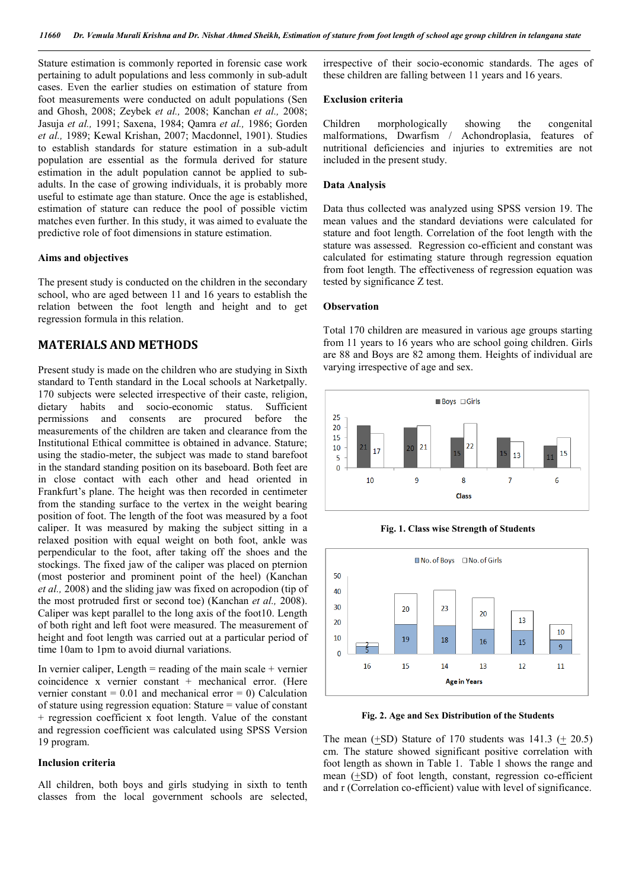Stature estimation is commonly reported in forensic case work pertaining to adult populations and less commonly in sub-adult cases. Even the earlier studies on estimation of stature from foot measurements were conducted on adult populations (Sen and Ghosh, 2008; Zeybek *et al.,* 2008; Kanchan *et al.,* 2008; Jasuja *et al.,* 1991; Saxena, 1984; Qamra *et al.,* 1986; Gorden *et al.,* 1989; Kewal Krishan, 2007; Macdonnel, 1901). Studies to establish standards for stature estimation in a sub-adult population are essential as the formula derived for stature estimation in the adult population cannot be applied to sub-adults. In the case of growing individuals, it is probably more useful to estimate age than stature. Once the age is established, estimation of stature can reduce the pool of possible victim matches even further. In this study, it was aimed to evaluate the predictive role of foot dimensions in stature estimation.

### Aims and objectives

The present study is conducted on the children in the secondary school, who are aged between 11 and 16 years to establish the relation between the foot length and height and to get regression formula in this relation.

## MATERIALS AND METHODS

Present study is made on the children who are studying in Sixth standard to Tenth standard in the Local schools at Narketpally. 170 subjects were selected irrespective of their caste, religion, dietary habits and socio-economic status. Sufficient permissions and consents are procured before the measurements of the children are taken and clearance from the Institutional Ethical committee is obtained in advance. Stature; using the stadio-meter, the subject was made to stand barefoot in the standard standing position on its baseboard. Both feet are in close contact with each other and head oriented in Frankfurt's plane. The height was then recorded in centimeter from the standing surface to the vertex in the weight bearing position of foot. The length of the foot was measured by a foot caliper. It was measured by making the subject sitting in a relaxed position with equal weight on both foot, ankle was perpendicular to the foot, after taking off the shoes and the stockings. The fixed jaw of the caliper was placed on pternion (most posterior and prominent point of the heel) (Kanchan *et al.,* 2008) and the sliding jaw was fixed on acropodion (tip of the most protruded first or second toe) (Kanchan *et al.,* 2008). Caliper was kept parallel to the long axis of the foot10. Length of both right and left foot were measured. The measurement of height and foot length was carried out at a particular period of time 10am to 1pm to avoid diurnal variations.

In vernier caliper, Length = reading of the main scale + vernier coincidence x vernier constant + mechanical error. (Here vernier constant = 0.01 and mechanical error = 0) Calculation of stature using regression equation: Stature = value of constant + regression coefficient x foot length. Value of the constant and regression coefficient was calculated using SPSS Version 19 program.

### Inclusion criteria

All children, both boys and girls studying in sixth to tenth classes from the local government schools are selected, irrespective of their socio-economic standards. The ages of these children are falling between 11 years and 16 years.

### Exclusion criteria

Children morphologically showing the congenital malformations, Dwarfism / Achondroplasia, features of nutritional deficiencies and injuries to extremities are not included in the present study.

### Data Analysis

Data thus collected was analyzed using SPSS version 19. The mean values and the standard deviations were calculated for stature and foot length. Correlation of the foot length with the stature was assessed. Regression co-efficient and constant was calculated for estimating stature through regression equation from foot length. The effectiveness of regression equation was tested by significance Z test.

### Observation

Total 170 children are measured in various age groups starting from 11 years to 16 years who are school going children. Girls are 88 and Boys are 82 among them. Heights of individual are varying irrespective of age and sex.

| Class | Boys | Girls |
|---|---|---|
| 10 | 21 | 17 |
| 9 | 20 | 21 |
| 8 | 15 | 22 |
| 7 | 15 | 13 |
| 6 | 11 | 15 |

**Fig. 1. Class wise Strength of Students**

| Age in Years | No. of Boys | No. of Girls |
|---|---|---|
| 16 | 5 | 2 |
| 15 | 19 | 20 |
| 14 | 18 | 23 |
| 13 | 16 | 20 |
| 12 | 15 | 13 |
| 11 | 9 | 10 |

**Fig. 2. Age and Sex Distribution of the Students**

The mean (±SD) Stature of 170 students was 141.3 (± 20.5) cm. The stature showed significant positive correlation with foot length as shown in Table 1. Table 1 shows the range and mean (±SD) of foot length, constant, regression co-efficient and r (Correlation co-efficient) value with level of significance.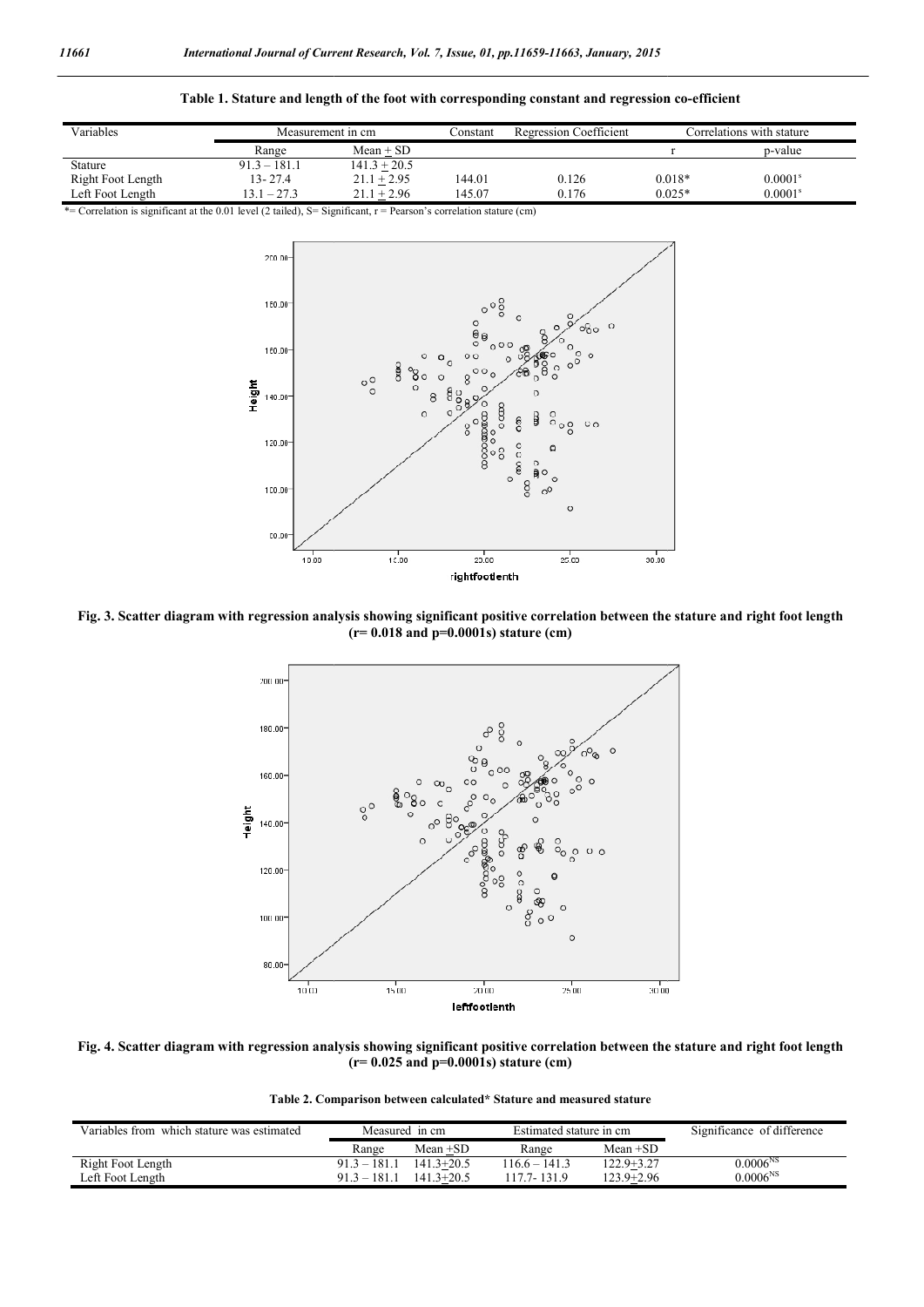**Table 1. Stature and length of the foot with corresponding constant and regression co-efficient**

| Variables | Measurement in cm | | Constant | Regression Coefficient | Correlations with stature | |
|---|---|---|---|---|---|---|
| | Range | Mean + SD | | | r | p-value |
| Stature | 91.3 – 181.1 | 141.3 + 20.5 | | | | |
| Right Foot Length | 13- 27.4 | 21.1 + 2.95 | 144.01 | 0.126 | 0.018* | 0.0001[s] |
| Left Foot Length | 13.1 – 27.3 | 21.1 + 2.96 | 145.07 | 0.176 | 0.025* | 0.0001[s] |

*= Correlation is significant at the 0.01 level (2 tailed), S= Significant, r = Pearson's correlation stature (cm)

**Fig. 3. Scatter diagram with regression analysis showing significant positive correlation between the stature and right foot length (r= 0.018 and p=0.0001s) stature (cm)**

**Fig. 4. Scatter diagram with regression analysis showing significant positive correlation between the stature and right foot length (r= 0.025 and p=0.0001s) stature (cm)**

**Table 2. Comparison between calculated* Stature and measured stature**

| Variables from which stature was estimated | Measured in cm | | Estimated stature in cm | | Significance of difference |
|---|---|---|---|---|---|
| | Range | Mean +SD | Range | Mean +SD | |
| Right Foot Length | 91.3 – 181.1 | 141.3+20.5 | 116.6 – 141.3 | 122.9+3.27 | 0.0006[NS] |
| Left Foot Length | 91.3 – 181.1 | 141.3+20.5 | 117.7- 131.9 | 123.9+2.96 | 0.0006[NS] |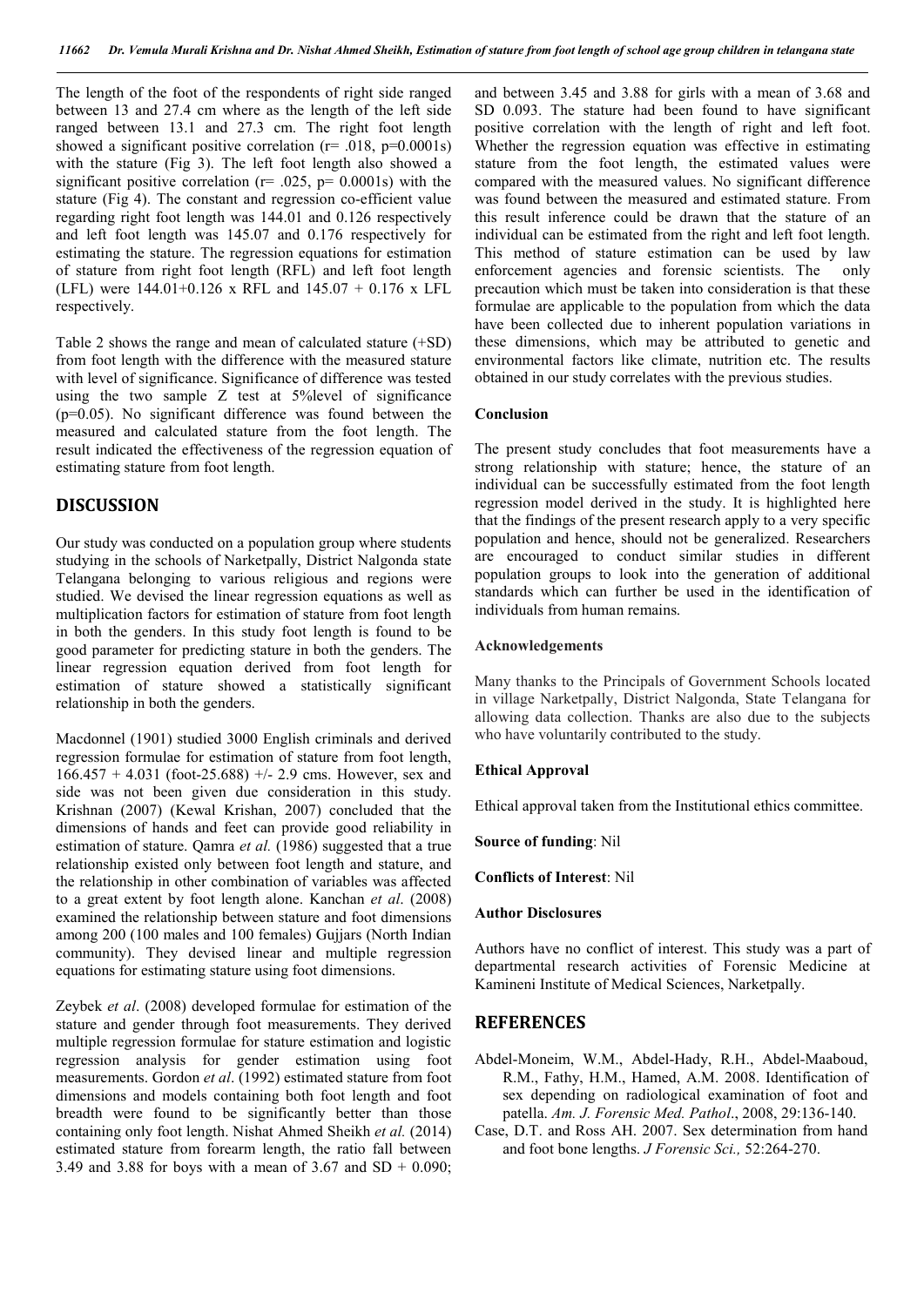The length of the foot of the respondents of right side ranged between 13 and 27.4 cm where as the length of the left side ranged between 13.1 and 27.3 cm. The right foot length showed a significant positive correlation ($r = .018$, $p=0.0001s$) with the stature (Fig 3). The left foot length also showed a significant positive correlation ($r = .025$, $p = 0.0001s$) with the stature (Fig 4). The constant and regression co-efficient value regarding right foot length was 144.01 and 0.126 respectively and left foot length was 145.07 and 0.176 respectively for estimating the stature. The regression equations for estimation of stature from right foot length (RFL) and left foot length (LFL) were $144.01+0.126 \times RFL$ and $145.07 + 0.176 \times LFL$ respectively.

Table 2 shows the range and mean of calculated stature (+SD) from foot length with the difference with the measured stature with level of significance. Significance of difference was tested using the two sample Z test at 5%level of significance ($p=0.05$). No significant difference was found between the measured and calculated stature from the foot length. The result indicated the effectiveness of the regression equation of estimating stature from foot length.

## DISCUSSION

Our study was conducted on a population group where students studying in the schools of Narketpally, District Nalgonda state Telangana belonging to various religious and regions were studied. We devised the linear regression equations as well as multiplication factors for estimation of stature from foot length in both the genders. In this study foot length is found to be good parameter for predicting stature in both the genders. The linear regression equation derived from foot length for estimation of stature showed a statistically significant relationship in both the genders.

Macdonnel (1901) studied 3000 English criminals and derived regression formulae for estimation of stature from foot length, $166.457 + 4.031$ (foot-25.688) +/- 2.9 cms. However, sex and side was not been given due consideration in this study. Krishnan (2007) (Kewal Krishan, 2007) concluded that the dimensions of hands and feet can provide good reliability in estimation of stature. Qamra *et al.* (1986) suggested that a true relationship existed only between foot length and stature, and the relationship in other combination of variables was affected to a great extent by foot length alone. Kanchan *et al*. (2008) examined the relationship between stature and foot dimensions among 200 (100 males and 100 females) Gujjars (North Indian community). They devised linear and multiple regression equations for estimating stature using foot dimensions.

Zeybek *et al*. (2008) developed formulae for estimation of the stature and gender through foot measurements. They derived multiple regression formulae for stature estimation and logistic regression analysis for gender estimation using foot measurements. Gordon *et al*. (1992) estimated stature from foot dimensions and models containing both foot length and foot breadth were found to be significantly better than those containing only foot length. Nishat Ahmed Sheikh *et al.* (2014) estimated stature from forearm length, the ratio fall between 3.49 and 3.88 for boys with a mean of 3.67 and SD + 0.090; and between 3.45 and 3.88 for girls with a mean of 3.68 and SD 0.093. The stature had been found to have significant positive correlation with the length of right and left foot. Whether the regression equation was effective in estimating stature from the foot length, the estimated values were compared with the measured values. No significant difference was found between the measured and estimated stature. From this result inference could be drawn that the stature of an individual can be estimated from the right and left foot length. This method of stature estimation can be used by law enforcement agencies and forensic scientists. The only precaution which must be taken into consideration is that these formulae are applicable to the population from which the data have been collected due to inherent population variations in these dimensions, which may be attributed to genetic and environmental factors like climate, nutrition etc. The results obtained in our study correlates with the previous studies.

### Conclusion

The present study concludes that foot measurements have a strong relationship with stature; hence, the stature of an individual can be successfully estimated from the foot length regression model derived in the study. It is highlighted here that the findings of the present research apply to a very specific population and hence, should not be generalized. Researchers are encouraged to conduct similar studies in different population groups to look into the generation of additional standards which can further be used in the identification of individuals from human remains.

### Acknowledgements

Many thanks to the Principals of Government Schools located in village Narketpally, District Nalgonda, State Telangana for allowing data collection. Thanks are also due to the subjects who have voluntarily contributed to the study.

### Ethical Approval

Ethical approval taken from the Institutional ethics committee.

**Source of funding**: Nil

**Conflicts of Interest**: Nil

### Author Disclosures

Authors have no conflict of interest. This study was a part of departmental research activities of Forensic Medicine at Kamineni Institute of Medical Sciences, Narketpally.

## REFERENCES

Abdel-Moneim, W.M., Abdel-Hady, R.H., Abdel-Maaboud, R.M., Fathy, H.M., Hamed, A.M. 2008. Identification of sex depending on radiological examination of foot and patella. *Am. J. Forensic Med. Pathol*., 2008, 29:136-140.

Case, D.T. and Ross AH. 2007. Sex determination from hand and foot bone lengths. *J Forensic Sci.,* 52:264-270.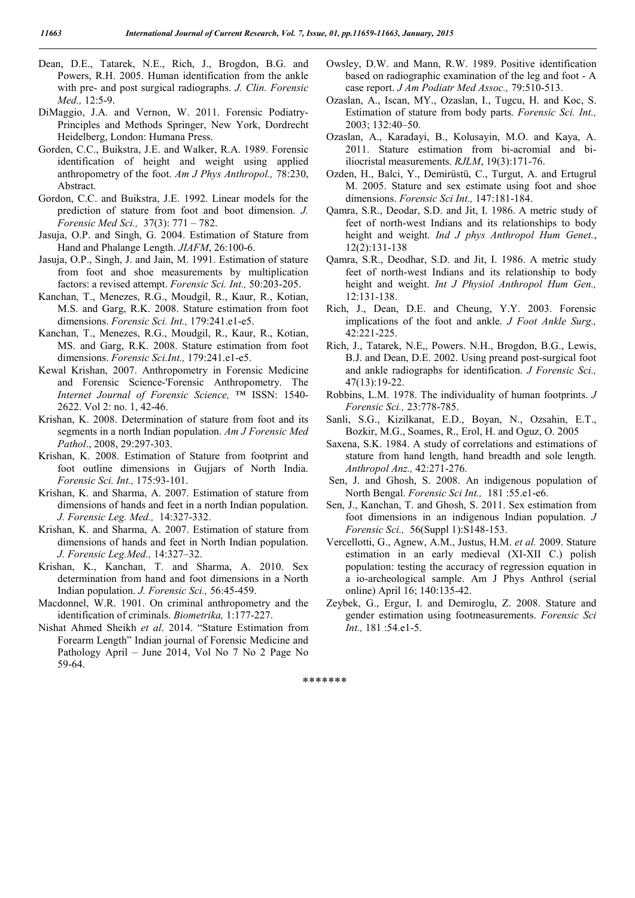Dean, D.E., Tatarek, N.E., Rich, J., Brogdon, B.G. and Powers, R.H. 2005. Human identification from the ankle with pre- and post surgical radiographs. *J. Clin. Forensic Med.,* 12:5-9.

DiMaggio, J.A. and Vernon, W. 2011. Forensic Podiatry-Principles and Methods Springer, New York, Dordrecht Heidelberg, London: Humana Press.

Gorden, C.C., Buikstra, J.E. and Walker, R.A. 1989. Forensic identification of height and weight using applied anthropometry of the foot. *Am J Phys Anthropol.,* 78:230, Abstract.

Gordon, C.C. and Buikstra, J.E. 1992. Linear models for the prediction of stature from foot and boot dimension. *J. Forensic Med Sci.,* 37(3): 771 – 782.

Jasuja, O.P. and Singh, G. 2004. Estimation of Stature from Hand and Phalange Length. *JIAFM*, 26:100-6.

Jasuja, O.P., Singh, J. and Jain, M. 1991. Estimation of stature from foot and shoe measurements by multiplication factors: a revised attempt. *Forensic Sci. Int.,* 50:203-205.

Kanchan, T., Menezes, R.G., Moudgil, R., Kaur, R., Kotian, M.S. and Garg, R.K. 2008. Stature estimation from foot dimensions. *Forensic Sci. Int.,* 179:241.e1-e5.

Kanchan, T., Menezes, R.G., Moudgil, R., Kaur, R., Kotian, MS. and Garg, R.K. 2008. Stature estimation from foot dimensions. *Forensic Sci.Int.,* 179:241.e1-e5.

Kewal Krishan, 2007. Anthropometry in Forensic Medicine and Forensic Science-'Forensic Anthropometry. The *Internet Journal of Forensic Science,* ™ ISSN: 1540-2622. Vol 2: no. 1, 42-46.

Krishan, K. 2008. Determination of stature from foot and its segments in a north Indian population. *Am J Forensic Med Pathol*., 2008, 29:297-303.

Krishan, K. 2008. Estimation of Stature from footprint and foot outline dimensions in Gujjars of North India. *Forensic Sci. Int.,* 175:93-101.

Krishan, K. and Sharma, A. 2007. Estimation of stature from dimensions of hands and feet in a north Indian population. *J. Forensic Leg. Med.,* 14:327-332.

Krishan, K. and Sharma, A. 2007. Estimation of stature from dimensions of hands and feet in North Indian population. *J. Forensic Leg.Med.,* 14:327–32.

Krishan, K., Kanchan, T. and Sharma, A. 2010. Sex determination from hand and foot dimensions in a North Indian population. *J. Forensic Sci.,* 56:45-459.

Macdonnel, W.R. 1901. On criminal anthropometry and the identification of criminals. *Biometrika,* 1:177-227.

Nishat Ahmed Sheikh *et al*. 2014. "Stature Estimation from Forearm Length" Indian journal of Forensic Medicine and Pathology April – June 2014, Vol No 7 No 2 Page No 59-64.

Owsley, D.W. and Mann, R.W. 1989. Positive identification based on radiographic examination of the leg and foot - A case report. *J Am Podiatr Med Assoc.,* 79:510-513.

Ozaslan, A., Iscan, MY., Ozaslan, I., Tugcu, H. and Koc, S. Estimation of stature from body parts. *Forensic Sci. Int.,* 2003; 132:40–50.

Ozaslan, A., Karadayi, B., Kolusayin, M.O. and Kaya, A. 2011. Stature estimation from bi-acromial and bi-iliocristal measurements. *RJLM*, 19(3):171-76.

Ozden, H., Balci, Y., Demirüstü, C., Turgut, A. and Ertugrul M. 2005. Stature and sex estimate using foot and shoe dimensions. *Forensic Sci Int.,* 147:181-184.

Qamra, S.R., Deodar, S.D. and Jit, I. 1986. A metric study of feet of north-west Indians and its relationships to body height and weight. *Ind J phys Anthropol Hum Genet.*, 12(2):131-138

Qamra, S.R., Deodhar, S.D. and Jit, I. 1986. A metric study feet of north-west Indians and its relationship to body height and weight. *Int J Physiol Anthropol Hum Gen.,* 12:131-138.

Rich, J., Dean, D.E. and Cheung, Y.Y. 2003. Forensic implications of the foot and ankle. *J Foot Ankle Surg.,* 42:221-225.

Rich, J., Tatarek, N.E,, Powers. N.H., Brogdon, B.G., Lewis, B.J. and Dean, D.E. 2002. Using preand post-surgical foot and ankle radiographs for identification. *J Forensic Sci.,* 47(13):19-22.

Robbins, L.M. 1978. The individuality of human footprints. *J Forensic Sci.,* 23:778-785.

Sanli, S.G., Kizilkanat, E.D., Boyan, N., Ozsahin, E.T., Bozkir, M.G., Soames, R., Erol, H. and Oguz, O. 2005

Saxena, S.K. 1984. A study of correlations and estimations of stature from hand length, hand breadth and sole length. *Anthropol Anz.,* 42:271-276.

Sen, J. and Ghosh, S. 2008. An indigenous population of North Bengal. *Forensic Sci Int.,* 181 :55.e1-e6.

Sen, J., Kanchan, T. and Ghosh, S. 2011. Sex estimation from foot dimensions in an indigenous Indian population. *J Forensic Sci.,* 56(Suppl 1):S148-153.

Vercellotti, G., Agnew, A.M., Justus, H.M. *et al.* 2009. Stature estimation in an early medieval (XI-XII C.) polish population: testing the accuracy of regression equation in a io-archeological sample. Am J Phys Anthrol (serial online) April 16; 140:135-42.

Zeybek, G., Ergur, I. and Demiroglu, Z. 2008. Stature and gender estimation using footmeasurements. *Forensic Sci Int.,* 181 :54.e1-5.

*******